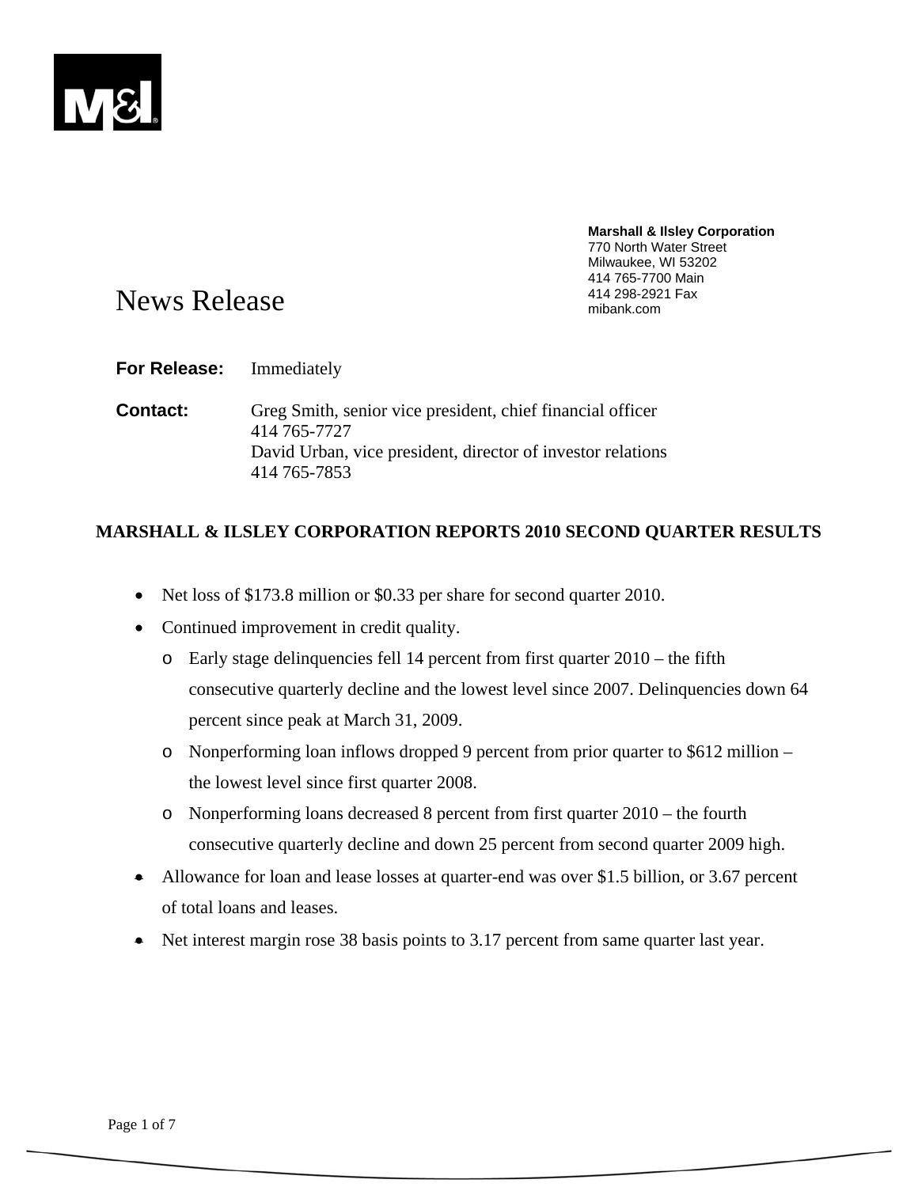M&I

**Marshall & Ilsley Corporation**
770 North Water Street
Milwaukee, WI 53202
414 765-7700 Main
414 298-2921 Fax
mibank.com

# News Release

**For Release:** Immediately

**Contact:** Greg Smith, senior vice president, chief financial officer
414 765-7727
David Urban, vice president, director of investor relations
414 765-7853

## MARSHALL & ILSLEY CORPORATION REPORTS 2010 SECOND QUARTER RESULTS

- Net loss of $173.8 million or $0.33 per share for second quarter 2010.
- Continued improvement in credit quality.
  - Early stage delinquencies fell 14 percent from first quarter 2010 – the fifth consecutive quarterly decline and the lowest level since 2007. Delinquencies down 64 percent since peak at March 31, 2009.
  - Nonperforming loan inflows dropped 9 percent from prior quarter to $612 million – the lowest level since first quarter 2008.
  - Nonperforming loans decreased 8 percent from first quarter 2010 – the fourth consecutive quarterly decline and down 25 percent from second quarter 2009 high.
- Allowance for loan and lease losses at quarter-end was over $1.5 billion, or 3.67 percent of total loans and leases.
- Net interest margin rose 38 basis points to 3.17 percent from same quarter last year.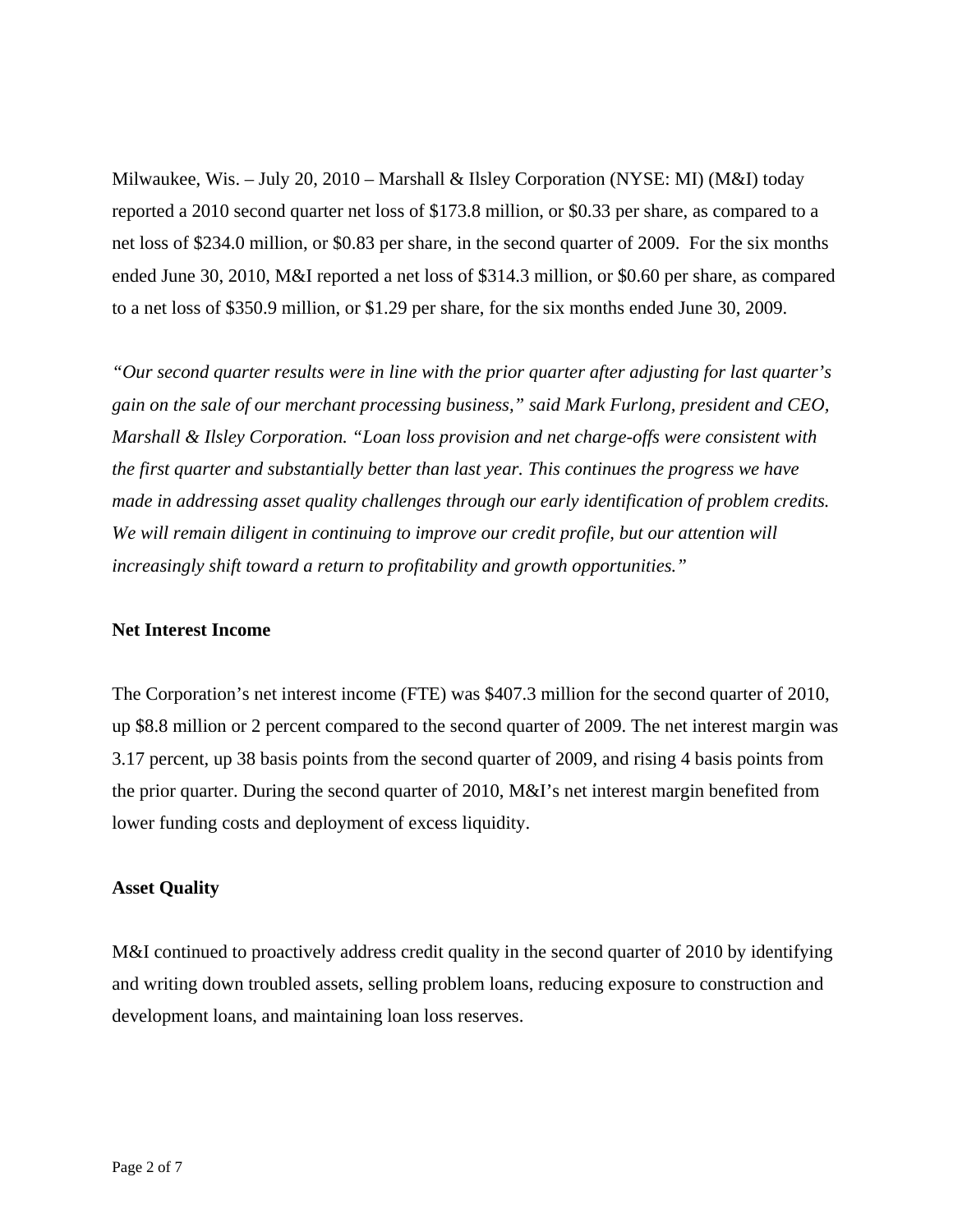Milwaukee, Wis. – July 20, 2010 – Marshall & Ilsley Corporation (NYSE: MI) (M&I) today reported a 2010 second quarter net loss of $173.8 million, or $0.33 per share, as compared to a net loss of $234.0 million, or $0.83 per share, in the second quarter of 2009. For the six months ended June 30, 2010, M&I reported a net loss of $314.3 million, or $0.60 per share, as compared to a net loss of $350.9 million, or $1.29 per share, for the six months ended June 30, 2009.

*"Our second quarter results were in line with the prior quarter after adjusting for last quarter's gain on the sale of our merchant processing business," said Mark Furlong, president and CEO, Marshall & Ilsley Corporation. "Loan loss provision and net charge-offs were consistent with the first quarter and substantially better than last year. This continues the progress we have made in addressing asset quality challenges through our early identification of problem credits. We will remain diligent in continuing to improve our credit profile, but our attention will increasingly shift toward a return to profitability and growth opportunities."*

**Net Interest Income**

The Corporation's net interest income (FTE) was $407.3 million for the second quarter of 2010, up $8.8 million or 2 percent compared to the second quarter of 2009. The net interest margin was 3.17 percent, up 38 basis points from the second quarter of 2009, and rising 4 basis points from the prior quarter. During the second quarter of 2010, M&I's net interest margin benefited from lower funding costs and deployment of excess liquidity.

**Asset Quality**

M&I continued to proactively address credit quality in the second quarter of 2010 by identifying and writing down troubled assets, selling problem loans, reducing exposure to construction and development loans, and maintaining loan loss reserves.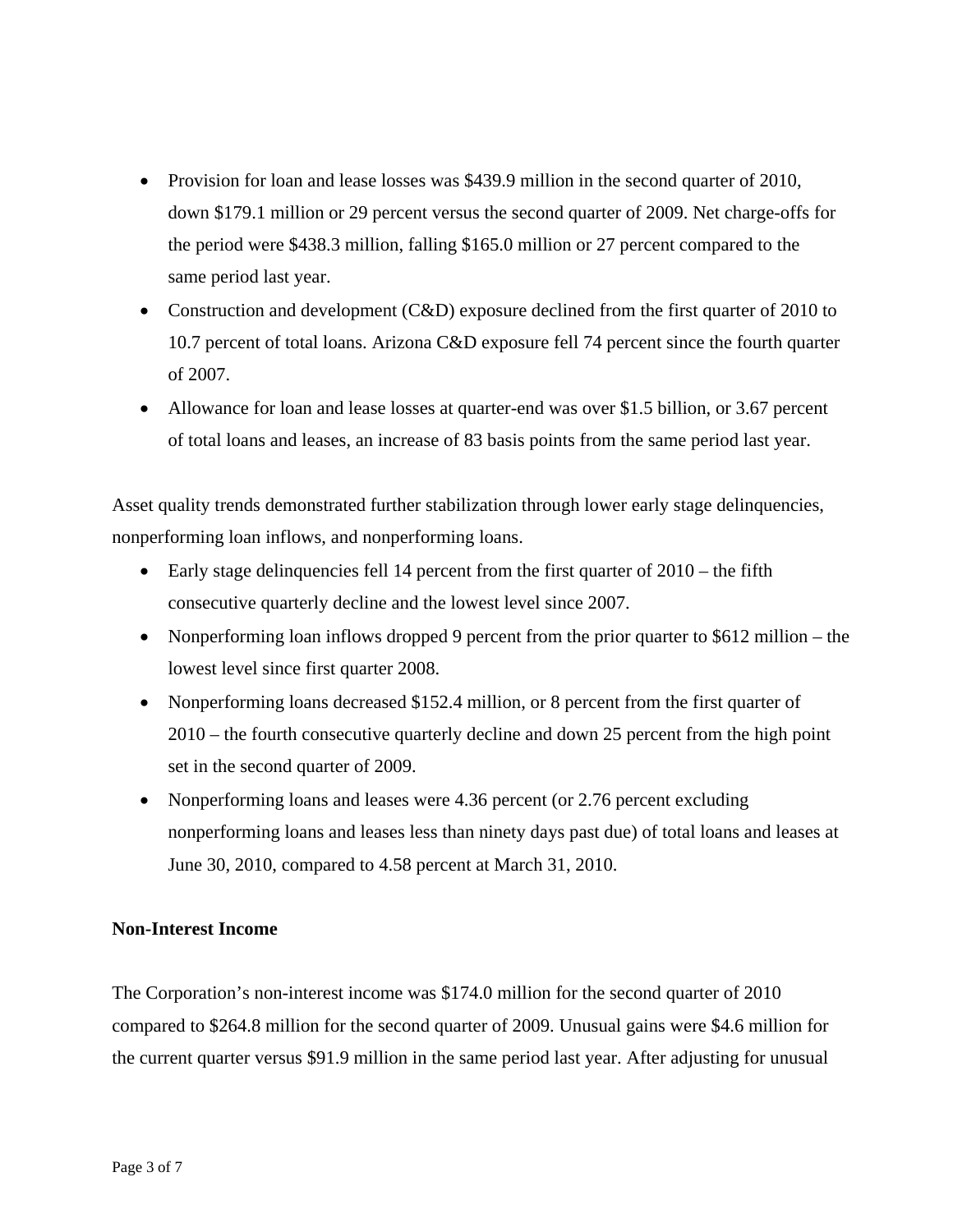- Provision for loan and lease losses was $439.9 million in the second quarter of 2010, down $179.1 million or 29 percent versus the second quarter of 2009. Net charge-offs for the period were $438.3 million, falling $165.0 million or 27 percent compared to the same period last year.
- Construction and development (C&D) exposure declined from the first quarter of 2010 to 10.7 percent of total loans. Arizona C&D exposure fell 74 percent since the fourth quarter of 2007.
- Allowance for loan and lease losses at quarter-end was over $1.5 billion, or 3.67 percent of total loans and leases, an increase of 83 basis points from the same period last year.

Asset quality trends demonstrated further stabilization through lower early stage delinquencies, nonperforming loan inflows, and nonperforming loans.

- Early stage delinquencies fell 14 percent from the first quarter of 2010 – the fifth consecutive quarterly decline and the lowest level since 2007.
- Nonperforming loan inflows dropped 9 percent from the prior quarter to $612 million – the lowest level since first quarter 2008.
- Nonperforming loans decreased $152.4 million, or 8 percent from the first quarter of 2010 – the fourth consecutive quarterly decline and down 25 percent from the high point set in the second quarter of 2009.
- Nonperforming loans and leases were 4.36 percent (or 2.76 percent excluding nonperforming loans and leases less than ninety days past due) of total loans and leases at June 30, 2010, compared to 4.58 percent at March 31, 2010.

**Non-Interest Income**

The Corporation's non-interest income was $174.0 million for the second quarter of 2010 compared to $264.8 million for the second quarter of 2009. Unusual gains were $4.6 million for the current quarter versus $91.9 million in the same period last year. After adjusting for unusual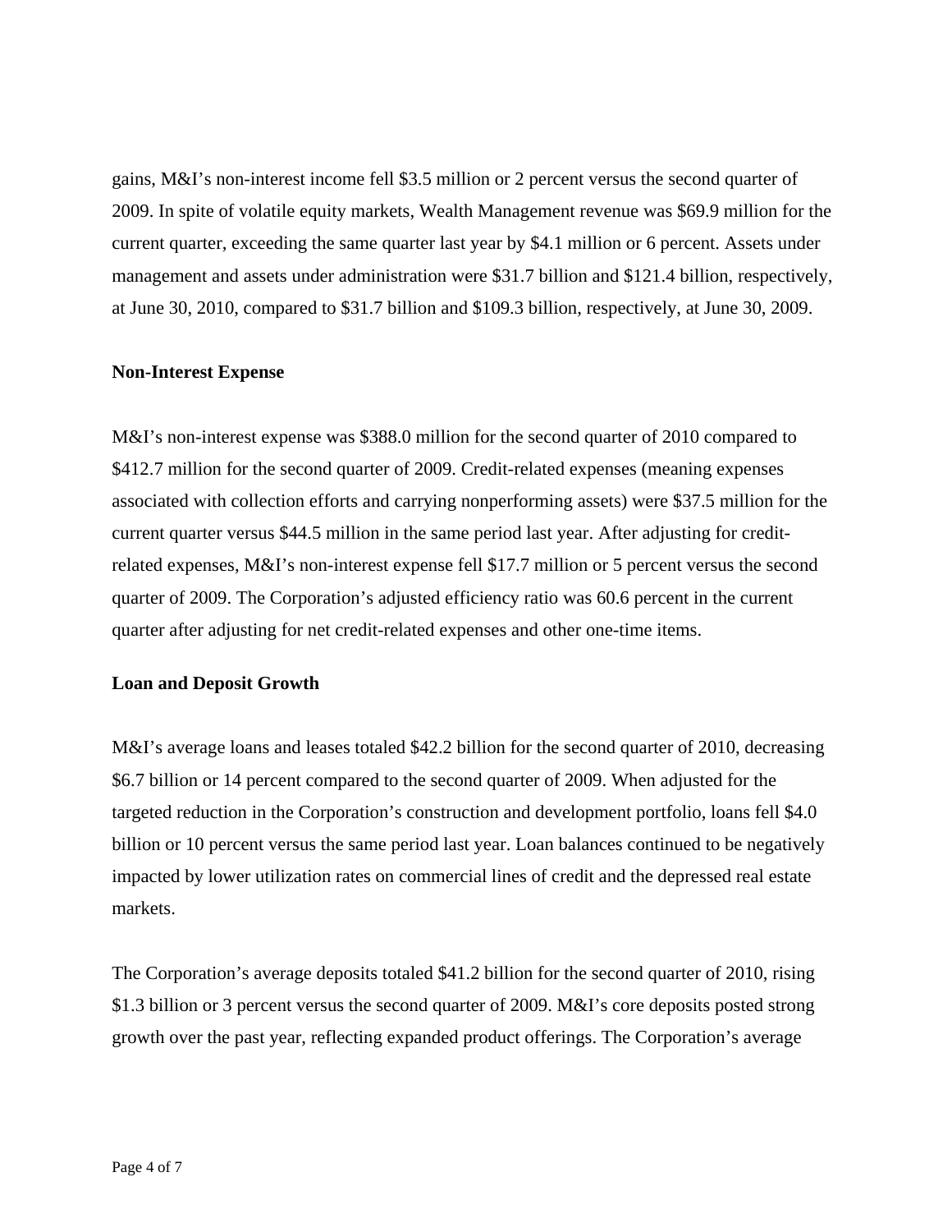gains, M&I's non-interest income fell $3.5 million or 2 percent versus the second quarter of 2009. In spite of volatile equity markets, Wealth Management revenue was $69.9 million for the current quarter, exceeding the same quarter last year by $4.1 million or 6 percent. Assets under management and assets under administration were $31.7 billion and $121.4 billion, respectively, at June 30, 2010, compared to $31.7 billion and $109.3 billion, respectively, at June 30, 2009.

**Non-Interest Expense**

M&I's non-interest expense was $388.0 million for the second quarter of 2010 compared to $412.7 million for the second quarter of 2009. Credit-related expenses (meaning expenses associated with collection efforts and carrying nonperforming assets) were $37.5 million for the current quarter versus $44.5 million in the same period last year. After adjusting for credit-related expenses, M&I's non-interest expense fell $17.7 million or 5 percent versus the second quarter of 2009. The Corporation's adjusted efficiency ratio was 60.6 percent in the current quarter after adjusting for net credit-related expenses and other one-time items.

**Loan and Deposit Growth**

M&I's average loans and leases totaled $42.2 billion for the second quarter of 2010, decreasing $6.7 billion or 14 percent compared to the second quarter of 2009. When adjusted for the targeted reduction in the Corporation's construction and development portfolio, loans fell $4.0 billion or 10 percent versus the same period last year. Loan balances continued to be negatively impacted by lower utilization rates on commercial lines of credit and the depressed real estate markets.

The Corporation's average deposits totaled $41.2 billion for the second quarter of 2010, rising $1.3 billion or 3 percent versus the second quarter of 2009. M&I's core deposits posted strong growth over the past year, reflecting expanded product offerings. The Corporation's average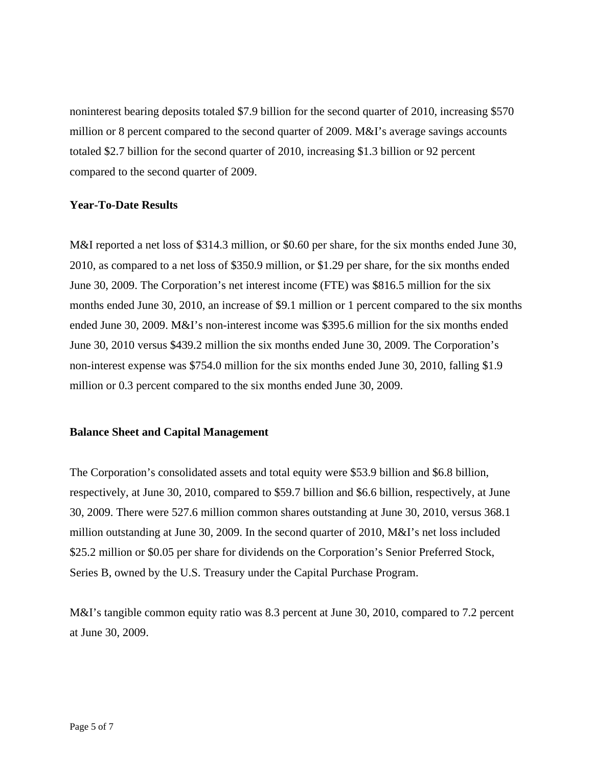noninterest bearing deposits totaled $7.9 billion for the second quarter of 2010, increasing $570 million or 8 percent compared to the second quarter of 2009. M&I's average savings accounts totaled $2.7 billion for the second quarter of 2010, increasing $1.3 billion or 92 percent compared to the second quarter of 2009.

**Year-To-Date Results**

M&I reported a net loss of $314.3 million, or $0.60 per share, for the six months ended June 30, 2010, as compared to a net loss of $350.9 million, or $1.29 per share, for the six months ended June 30, 2009. The Corporation's net interest income (FTE) was $816.5 million for the six months ended June 30, 2010, an increase of $9.1 million or 1 percent compared to the six months ended June 30, 2009. M&I's non-interest income was $395.6 million for the six months ended June 30, 2010 versus $439.2 million the six months ended June 30, 2009. The Corporation's non-interest expense was $754.0 million for the six months ended June 30, 2010, falling $1.9 million or 0.3 percent compared to the six months ended June 30, 2009.

**Balance Sheet and Capital Management**

The Corporation's consolidated assets and total equity were $53.9 billion and $6.8 billion, respectively, at June 30, 2010, compared to $59.7 billion and $6.6 billion, respectively, at June 30, 2009. There were 527.6 million common shares outstanding at June 30, 2010, versus 368.1 million outstanding at June 30, 2009. In the second quarter of 2010, M&I's net loss included $25.2 million or $0.05 per share for dividends on the Corporation's Senior Preferred Stock, Series B, owned by the U.S. Treasury under the Capital Purchase Program.

M&I's tangible common equity ratio was 8.3 percent at June 30, 2010, compared to 7.2 percent at June 30, 2009.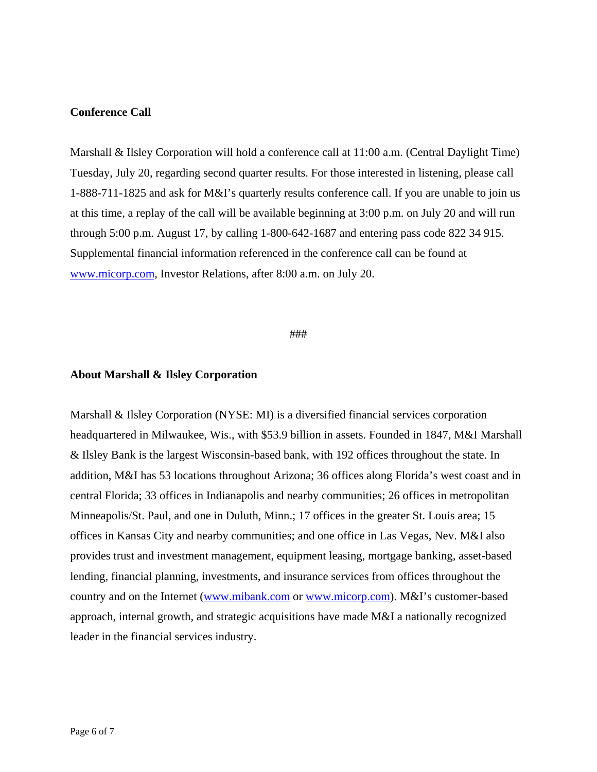**Conference Call**

Marshall & Ilsley Corporation will hold a conference call at 11:00 a.m. (Central Daylight Time) Tuesday, July 20, regarding second quarter results. For those interested in listening, please call 1-888-711-1825 and ask for M&I's quarterly results conference call. If you are unable to join us at this time, a replay of the call will be available beginning at 3:00 p.m. on July 20 and will run through 5:00 p.m. August 17, by calling 1-800-642-1687 and entering pass code 822 34 915. Supplemental financial information referenced in the conference call can be found at www.micorp.com, Investor Relations, after 8:00 a.m. on July 20.

###

**About Marshall & Ilsley Corporation**

Marshall & Ilsley Corporation (NYSE: MI) is a diversified financial services corporation headquartered in Milwaukee, Wis., with $53.9 billion in assets. Founded in 1847, M&I Marshall & Ilsley Bank is the largest Wisconsin-based bank, with 192 offices throughout the state. In addition, M&I has 53 locations throughout Arizona; 36 offices along Florida's west coast and in central Florida; 33 offices in Indianapolis and nearby communities; 26 offices in metropolitan Minneapolis/St. Paul, and one in Duluth, Minn.; 17 offices in the greater St. Louis area; 15 offices in Kansas City and nearby communities; and one office in Las Vegas, Nev. M&I also provides trust and investment management, equipment leasing, mortgage banking, asset-based lending, financial planning, investments, and insurance services from offices throughout the country and on the Internet (www.mibank.com or www.micorp.com). M&I's customer-based approach, internal growth, and strategic acquisitions have made M&I a nationally recognized leader in the financial services industry.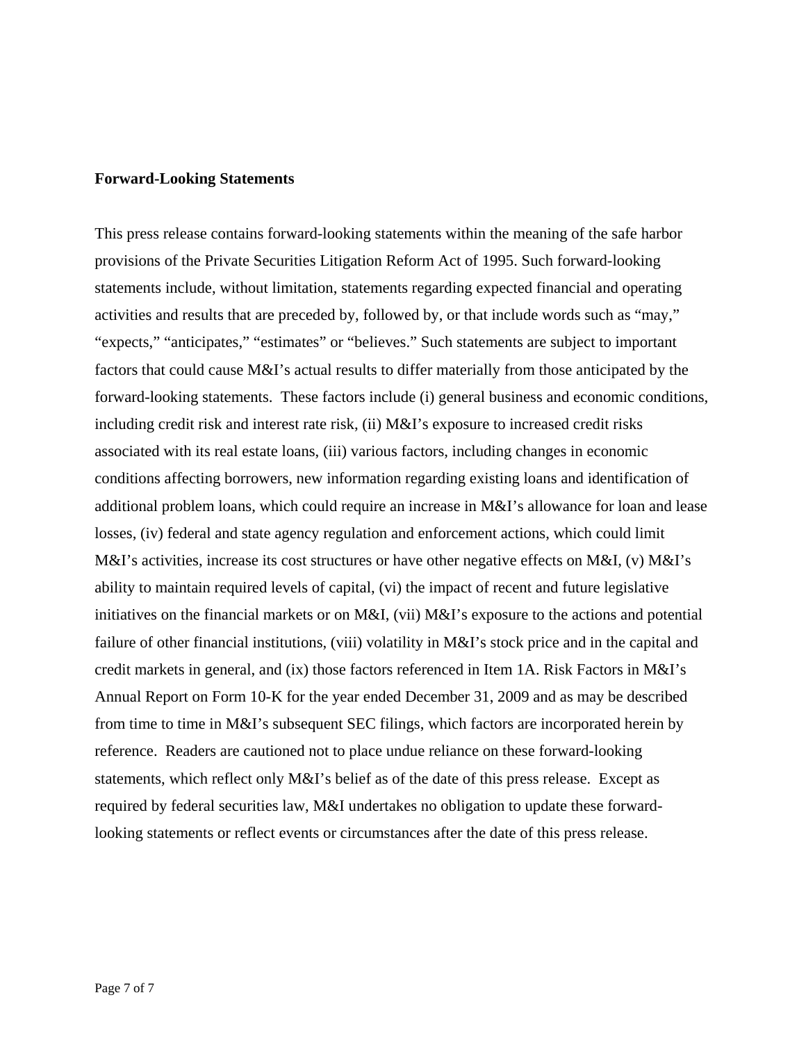**Forward-Looking Statements**

This press release contains forward-looking statements within the meaning of the safe harbor provisions of the Private Securities Litigation Reform Act of 1995. Such forward-looking statements include, without limitation, statements regarding expected financial and operating activities and results that are preceded by, followed by, or that include words such as "may," "expects," "anticipates," "estimates" or "believes." Such statements are subject to important factors that could cause M&I's actual results to differ materially from those anticipated by the forward-looking statements. These factors include (i) general business and economic conditions, including credit risk and interest rate risk, (ii) M&I's exposure to increased credit risks associated with its real estate loans, (iii) various factors, including changes in economic conditions affecting borrowers, new information regarding existing loans and identification of additional problem loans, which could require an increase in M&I's allowance for loan and lease losses, (iv) federal and state agency regulation and enforcement actions, which could limit M&I's activities, increase its cost structures or have other negative effects on M&I, (v) M&I's ability to maintain required levels of capital, (vi) the impact of recent and future legislative initiatives on the financial markets or on M&I, (vii) M&I's exposure to the actions and potential failure of other financial institutions, (viii) volatility in M&I's stock price and in the capital and credit markets in general, and (ix) those factors referenced in Item 1A. Risk Factors in M&I's Annual Report on Form 10-K for the year ended December 31, 2009 and as may be described from time to time in M&I's subsequent SEC filings, which factors are incorporated herein by reference. Readers are cautioned not to place undue reliance on these forward-looking statements, which reflect only M&I's belief as of the date of this press release. Except as required by federal securities law, M&I undertakes no obligation to update these forward-looking statements or reflect events or circumstances after the date of this press release.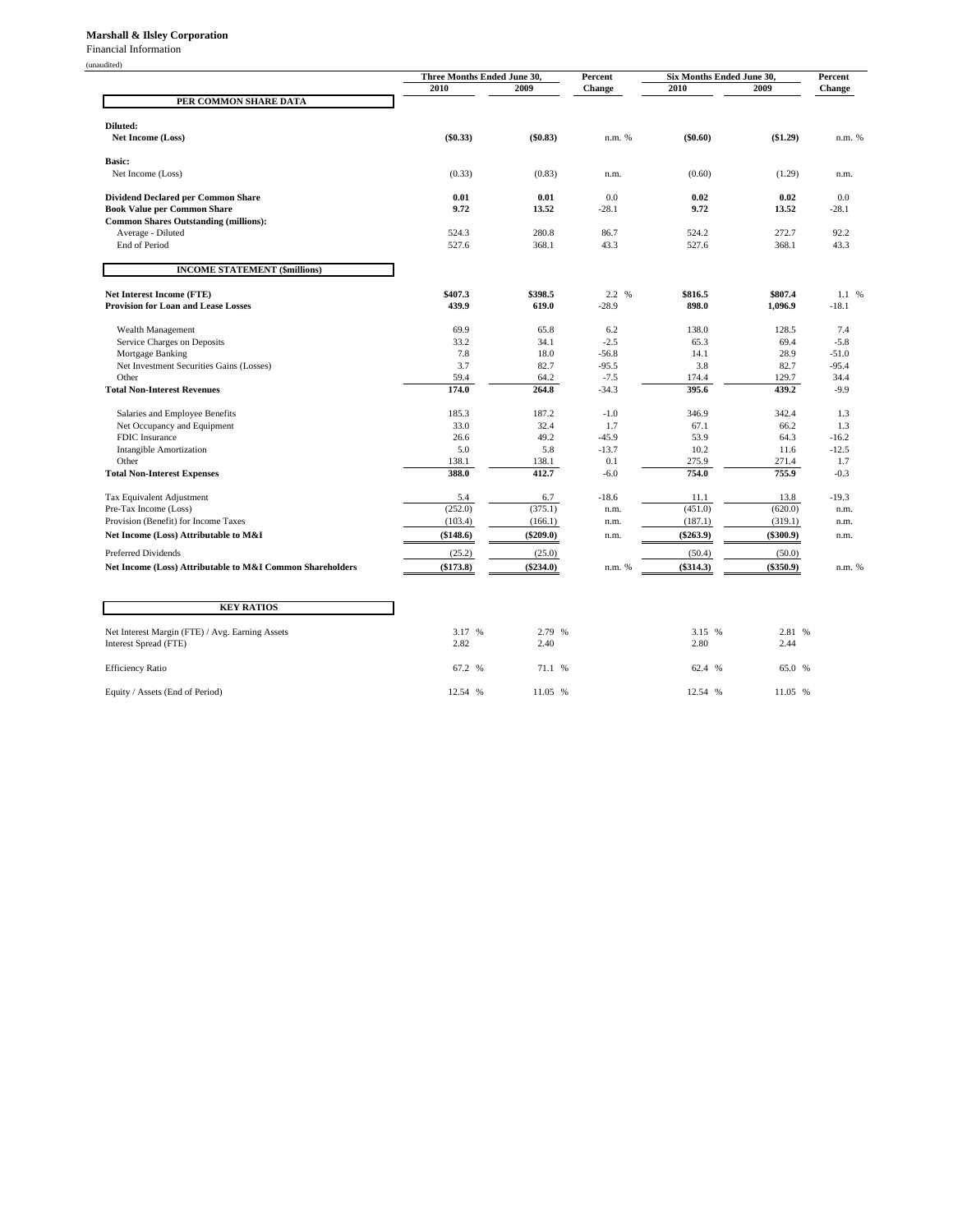**Marshall & Ilsley Corporation**

Financial Information

(unaudited)

| | Three Months Ended June 30, | | Percent | Six Months Ended June 30, | | Percent |
|---|---|---|---|---|---|---|
| | 2010 | 2009 | Change | 2010 | 2009 | Change |
| **PER COMMON SHARE DATA** | | | | | | |
| **Diluted:** | | | | | | |
| **Net Income (Loss)** | **($0.33)** | **($0.83)** | n.m. % | **($0.60)** | **($1.29)** | n.m. % |
| **Basic:** | | | | | | |
| Net Income (Loss) | (0.33) | (0.83) | n.m. | (0.60) | (1.29) | n.m. |
| **Dividend Declared per Common Share** | **0.01** | **0.01** | 0.0 | **0.02** | **0.02** | 0.0 |
| **Book Value per Common Share** | **9.72** | **13.52** | -28.1 | **9.72** | **13.52** | -28.1 |
| **Common Shares Outstanding (millions):** | | | | | | |
| Average - Diluted | 524.3 | 280.8 | 86.7 | 524.2 | 272.7 | 92.2 |
| End of Period | 527.6 | 368.1 | 43.3 | 527.6 | 368.1 | 43.3 |
| **INCOME STATEMENT ($millions)** | | | | | | |
| **Net Interest Income (FTE)** | **$407.3** | **$398.5** | 2.2 % | **$816.5** | **$807.4** | 1.1 % |
| **Provision for Loan and Lease Losses** | **439.9** | **619.0** | -28.9 | **898.0** | **1,096.9** | -18.1 |
| Wealth Management | 69.9 | 65.8 | 6.2 | 138.0 | 128.5 | 7.4 |
| Service Charges on Deposits | 33.2 | 34.1 | -2.5 | 65.3 | 69.4 | -5.8 |
| Mortgage Banking | 7.8 | 18.0 | -56.8 | 14.1 | 28.9 | -51.0 |
| Net Investment Securities Gains (Losses) | 3.7 | 82.7 | -95.5 | 3.8 | 82.7 | -95.4 |
| Other | 59.4 | 64.2 | -7.5 | 174.4 | 129.7 | 34.4 |
| **Total Non-Interest Revenues** | **174.0** | **264.8** | -34.3 | **395.6** | **439.2** | -9.9 |
| Salaries and Employee Benefits | 185.3 | 187.2 | -1.0 | 346.9 | 342.4 | 1.3 |
| Net Occupancy and Equipment | 33.0 | 32.4 | 1.7 | 67.1 | 66.2 | 1.3 |
| FDIC Insurance | 26.6 | 49.2 | -45.9 | 53.9 | 64.3 | -16.2 |
| Intangible Amortization | 5.0 | 5.8 | -13.7 | 10.2 | 11.6 | -12.5 |
| Other | 138.1 | 138.1 | 0.1 | 275.9 | 271.4 | 1.7 |
| **Total Non-Interest Expenses** | **388.0** | **412.7** | -6.0 | **754.0** | **755.9** | -0.3 |
| Tax Equivalent Adjustment | 5.4 | 6.7 | -18.6 | 11.1 | 13.8 | -19.3 |
| Pre-Tax Income (Loss) | (252.0) | (375.1) | n.m. | (451.0) | (620.0) | n.m. |
| Provision (Benefit) for Income Taxes | (103.4) | (166.1) | n.m. | (187.1) | (319.1) | n.m. |
| **Net Income (Loss) Attributable to M&I** | **($148.6)** | **($209.0)** | n.m. | **($263.9)** | **($300.9)** | n.m. |
| Preferred Dividends | (25.2) | (25.0) | | (50.4) | (50.0) | |
| **Net Income (Loss) Attributable to M&I Common Shareholders** | **($173.8)** | **($234.0)** | n.m. % | **($314.3)** | **($350.9)** | n.m. % |
| **KEY RATIOS** | | | | | | |
| Net Interest Margin (FTE) / Avg. Earning Assets | 3.17 % | 2.79 % | | 3.15 % | 2.81 % | |
| Interest Spread (FTE) | 2.82 | 2.40 | | 2.80 | 2.44 | |
| Efficiency Ratio | 67.2 % | 71.1 % | | 62.4 % | 65.0 % | |
| Equity / Assets (End of Period) | 12.54 % | 11.05 % | | 12.54 % | 11.05 % | |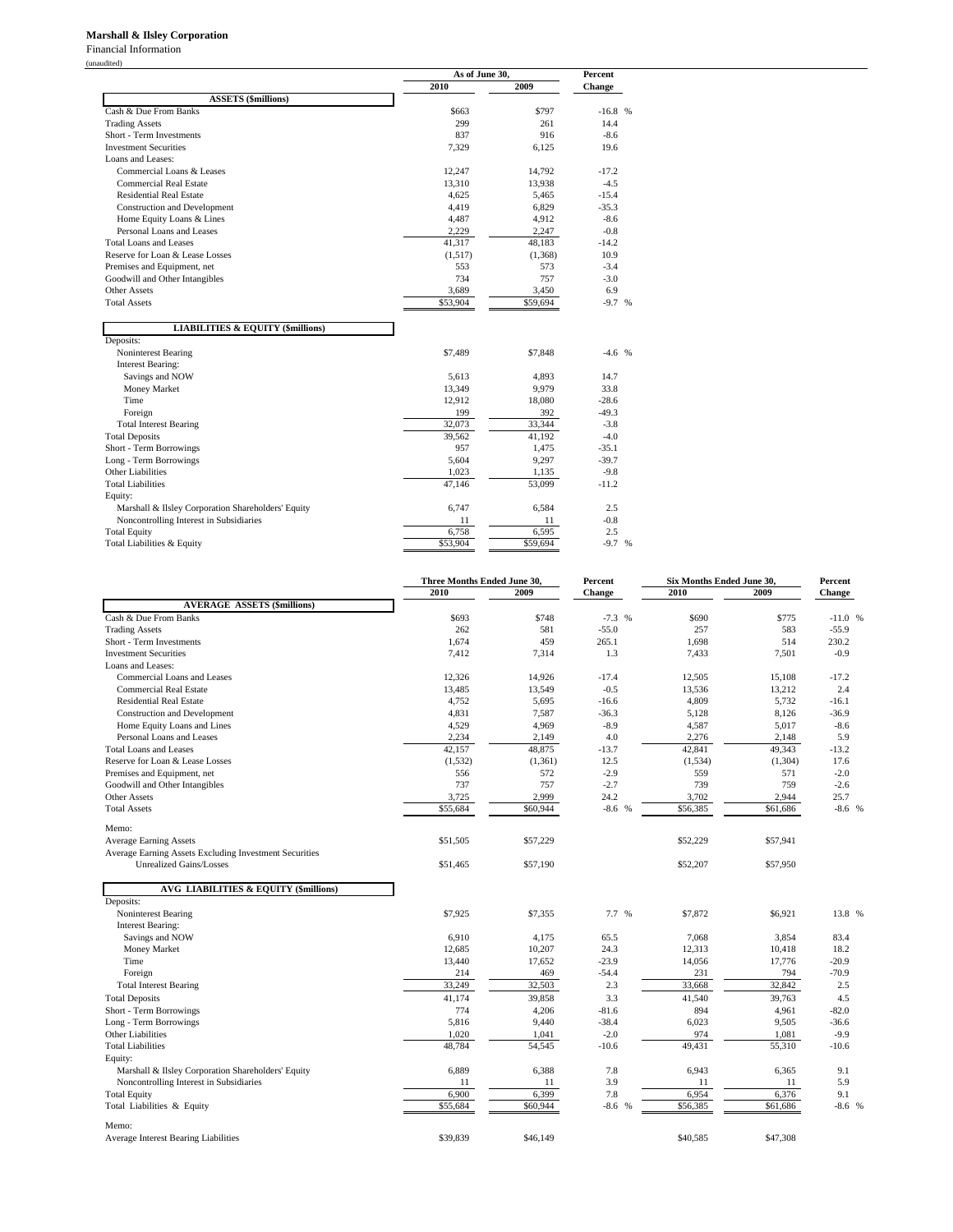**Marshall & Ilsley Corporation**

Financial Information

(unaudited)

| | As of June 30, | | Percent |
|---|---|---|---|
| | 2010 | 2009 | Change |
| **ASSETS ($millions)** | | | |
| Cash & Due From Banks | $663 | $797 | -16.8 % |
| Trading Assets | 299 | 261 | 14.4 |
| Short - Term Investments | 837 | 916 | -8.6 |
| Investment Securities | 7,329 | 6,125 | 19.6 |
| Loans and Leases: | | | |
| Commercial Loans & Leases | 12,247 | 14,792 | -17.2 |
| Commercial Real Estate | 13,310 | 13,938 | -4.5 |
| Residential Real Estate | 4,625 | 5,465 | -15.4 |
| Construction and Development | 4,419 | 6,829 | -35.3 |
| Home Equity Loans & Lines | 4,487 | 4,912 | -8.6 |
| Personal Loans and Leases | 2,229 | 2,247 | -0.8 |
| Total Loans and Leases | 41,317 | 48,183 | -14.2 |
| Reserve for Loan & Lease Losses | (1,517) | (1,368) | 10.9 |
| Premises and Equipment, net | 553 | 573 | -3.4 |
| Goodwill and Other Intangibles | 734 | 757 | -3.0 |
| Other Assets | 3,689 | 3,450 | 6.9 |
| Total Assets | $53,904 | $59,694 | -9.7 % |
| **LIABILITIES & EQUITY ($millions)** | | | |
| Deposits: | | | |
| Noninterest Bearing | $7,489 | $7,848 | -4.6 % |
| Interest Bearing: | | | |
| Savings and NOW | 5,613 | 4,893 | 14.7 |
| Money Market | 13,349 | 9,979 | 33.8 |
| Time | 12,912 | 18,080 | -28.6 |
| Foreign | 199 | 392 | -49.3 |
| Total Interest Bearing | 32,073 | 33,344 | -3.8 |
| Total Deposits | 39,562 | 41,192 | -4.0 |
| Short - Term Borrowings | 957 | 1,475 | -35.1 |
| Long - Term Borrowings | 5,604 | 9,297 | -39.7 |
| Other Liabilities | 1,023 | 1,135 | -9.8 |
| Total Liabilities | 47,146 | 53,099 | -11.2 |
| Equity: | | | |
| Marshall & Ilsley Corporation Shareholders' Equity | 6,747 | 6,584 | 2.5 |
| Noncontrolling Interest in Subsidiaries | 11 | 11 | -0.8 |
| Total Equity | 6,758 | 6,595 | 2.5 |
| Total Liabilities & Equity | $53,904 | $59,694 | -9.7 % |

| | Three Months Ended June 30, | | Percent | Six Months Ended June 30, | | Percent |
|---|---|---|---|---|---|---|
| | 2010 | 2009 | Change | 2010 | 2009 | Change |
| **AVERAGE ASSETS ($millions)** | | | | | | |
| Cash & Due From Banks | $693 | $748 | -7.3 % | $690 | $775 | -11.0 % |
| Trading Assets | 262 | 581 | -55.0 | 257 | 583 | -55.9 |
| Short - Term Investments | 1,674 | 459 | 265.1 | 1,698 | 514 | 230.2 |
| Investment Securities | 7,412 | 7,314 | 1.3 | 7,433 | 7,501 | -0.9 |
| Loans and Leases: | | | | | | |
| Commercial Loans and Leases | 12,326 | 14,926 | -17.4 | 12,505 | 15,108 | -17.2 |
| Commercial Real Estate | 13,485 | 13,549 | -0.5 | 13,536 | 13,212 | 2.4 |
| Residential Real Estate | 4,752 | 5,695 | -16.6 | 4,809 | 5,732 | -16.1 |
| Construction and Development | 4,831 | 7,587 | -36.3 | 5,128 | 8,126 | -36.9 |
| Home Equity Loans and Lines | 4,529 | 4,969 | -8.9 | 4,587 | 5,017 | -8.6 |
| Personal Loans and Leases | 2,234 | 2,149 | 4.0 | 2,276 | 2,148 | 5.9 |
| Total Loans and Leases | 42,157 | 48,875 | -13.7 | 42,841 | 49,343 | -13.2 |
| Reserve for Loan & Lease Losses | (1,532) | (1,361) | 12.5 | (1,534) | (1,304) | 17.6 |
| Premises and Equipment, net | 556 | 572 | -2.9 | 559 | 571 | -2.0 |
| Goodwill and Other Intangibles | 737 | 757 | -2.7 | 739 | 759 | -2.6 |
| Other Assets | 3,725 | 2,999 | 24.2 | 3,702 | 2,944 | 25.7 |
| Total Assets | $55,684 | $60,944 | -8.6 % | $56,385 | $61,686 | -8.6 % |
| Memo: | | | | | | |
| Average Earning Assets | $51,505 | $57,229 | | $52,229 | $57,941 | |
| Average Earning Assets Excluding Investment Securities Unrealized Gains/Losses | $51,465 | $57,190 | | $52,207 | $57,950 | |
| **AVG LIABILITIES & EQUITY ($millions)** | | | | | | |
| Deposits: | | | | | | |
| Noninterest Bearing | $7,925 | $7,355 | 7.7 % | $7,872 | $6,921 | 13.8 % |
| Interest Bearing: | | | | | | |
| Savings and NOW | 6,910 | 4,175 | 65.5 | 7,068 | 3,854 | 83.4 |
| Money Market | 12,685 | 10,207 | 24.3 | 12,313 | 10,418 | 18.2 |
| Time | 13,440 | 17,652 | -23.9 | 14,056 | 17,776 | -20.9 |
| Foreign | 214 | 469 | -54.4 | 231 | 794 | -70.9 |
| Total Interest Bearing | 33,249 | 32,503 | 2.3 | 33,668 | 32,842 | 2.5 |
| Total Deposits | 41,174 | 39,858 | 3.3 | 41,540 | 39,763 | 4.5 |
| Short - Term Borrowings | 774 | 4,206 | -81.6 | 894 | 4,961 | -82.0 |
| Long - Term Borrowings | 5,816 | 9,440 | -38.4 | 6,023 | 9,505 | -36.6 |
| Other Liabilities | 1,020 | 1,041 | -2.0 | 974 | 1,081 | -9.9 |
| Total Liabilities | 48,784 | 54,545 | -10.6 | 49,431 | 55,310 | -10.6 |
| Equity: | | | | | | |
| Marshall & Ilsley Corporation Shareholders' Equity | 6,889 | 6,388 | 7.8 | 6,943 | 6,365 | 9.1 |
| Noncontrolling Interest in Subsidiaries | 11 | 11 | 3.9 | 11 | 11 | 5.9 |
| Total Equity | 6,900 | 6,399 | 7.8 | 6,954 | 6,376 | 9.1 |
| Total Liabilities & Equity | $55,684 | $60,944 | -8.6 % | $56,385 | $61,686 | -8.6 % |
| Memo: | | | | | | |
| Average Interest Bearing Liabilities | $39,839 | $46,149 | | $40,585 | $47,308 | |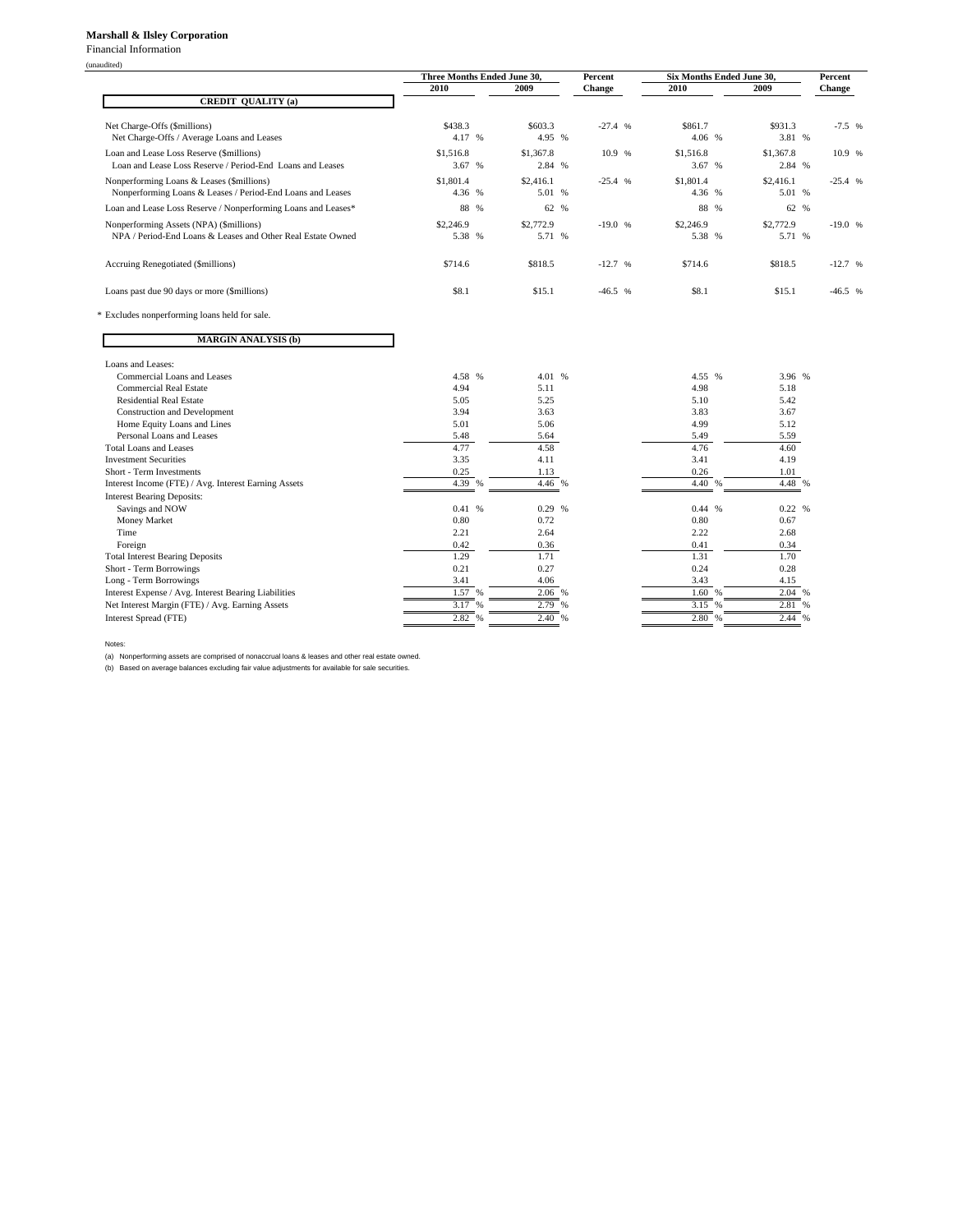**Marshall & Ilsley Corporation**

Financial Information

(unaudited)

| | Three Months Ended June 30, | | Percent | Six Months Ended June 30, | | Percent |
|---|---|---|---|---|---|---|
| | 2010 | 2009 | Change | 2010 | 2009 | Change |
| **CREDIT QUALITY (a)** | | | | | | |
| Net Charge-Offs ($millions) | $438.3 | $603.3 | -27.4 % | $861.7 | $931.3 | -7.5 % |
| Net Charge-Offs / Average Loans and Leases | 4.17 % | 4.95 % | | 4.06 % | 3.81 % | |
| Loan and Lease Loss Reserve ($millions) | $1,516.8 | $1,367.8 | 10.9 % | $1,516.8 | $1,367.8 | 10.9 % |
| Loan and Lease Loss Reserve / Period-End Loans and Leases | 3.67 % | 2.84 % | | 3.67 % | 2.84 % | |
| Nonperforming Loans & Leases ($millions) | $1,801.4 | $2,416.1 | -25.4 % | $1,801.4 | $2,416.1 | -25.4 % |
| Nonperforming Loans & Leases / Period-End Loans and Leases | 4.36 % | 5.01 % | | 4.36 % | 5.01 % | |
| Loan and Lease Loss Reserve / Nonperforming Loans and Leases* | 88 % | 62 % | | 88 % | 62 % | |
| Nonperforming Assets (NPA) ($millions) | $2,246.9 | $2,772.9 | -19.0 % | $2,246.9 | $2,772.9 | -19.0 % |
| NPA / Period-End Loans & Leases and Other Real Estate Owned | 5.38 % | 5.71 % | | 5.38 % | 5.71 % | |
| Accruing Renegotiated ($millions) | $714.6 | $818.5 | -12.7 % | $714.6 | $818.5 | -12.7 % |
| Loans past due 90 days or more ($millions) | $8.1 | $15.1 | -46.5 % | $8.1 | $15.1 | -46.5 % |

\* Excludes nonperforming loans held for sale.

| | Three Months Ended June 30, | | Six Months Ended June 30, | |
|---|---|---|---|---|
| | 2010 | 2009 | 2010 | 2009 |
| **MARGIN ANALYSIS (b)** | | | | |
| Loans and Leases: | | | | |
| Commercial Loans and Leases | 4.58 % | 4.01 % | 4.55 % | 3.96 % |
| Commercial Real Estate | 4.94 | 5.11 | 4.98 | 5.18 |
| Residential Real Estate | 5.05 | 5.25 | 5.10 | 5.42 |
| Construction and Development | 3.94 | 3.63 | 3.83 | 3.67 |
| Home Equity Loans and Lines | 5.01 | 5.06 | 4.99 | 5.12 |
| Personal Loans and Leases | 5.48 | 5.64 | 5.49 | 5.59 |
| Total Loans and Leases | 4.77 | 4.58 | 4.76 | 4.60 |
| Investment Securities | 3.35 | 4.11 | 3.41 | 4.19 |
| Short - Term Investments | 0.25 | 1.13 | 0.26 | 1.01 |
| Interest Income (FTE) / Avg. Interest Earning Assets | 4.39 % | 4.46 % | 4.40 % | 4.48 % |
| Interest Bearing Deposits: | | | | |
| Savings and NOW | 0.41 % | 0.29 % | 0.44 % | 0.22 % |
| Money Market | 0.80 | 0.72 | 0.80 | 0.67 |
| Time | 2.21 | 2.64 | 2.22 | 2.68 |
| Foreign | 0.42 | 0.36 | 0.41 | 0.34 |
| Total Interest Bearing Deposits | 1.29 | 1.71 | 1.31 | 1.70 |
| Short - Term Borrowings | 0.21 | 0.27 | 0.24 | 0.28 |
| Long - Term Borrowings | 3.41 | 4.06 | 3.43 | 4.15 |
| Interest Expense / Avg. Interest Bearing Liabilities | 1.57 % | 2.06 % | 1.60 % | 2.04 % |
| Net Interest Margin (FTE) / Avg. Earning Assets | 3.17 % | 2.79 % | 3.15 % | 2.81 % |
| Interest Spread (FTE) | 2.82 % | 2.40 % | 2.80 % | 2.44 % |

Notes:

(a) Nonperforming assets are comprised of nonaccrual loans & leases and other real estate owned.

(b) Based on average balances excluding fair value adjustments for available for sale securities.